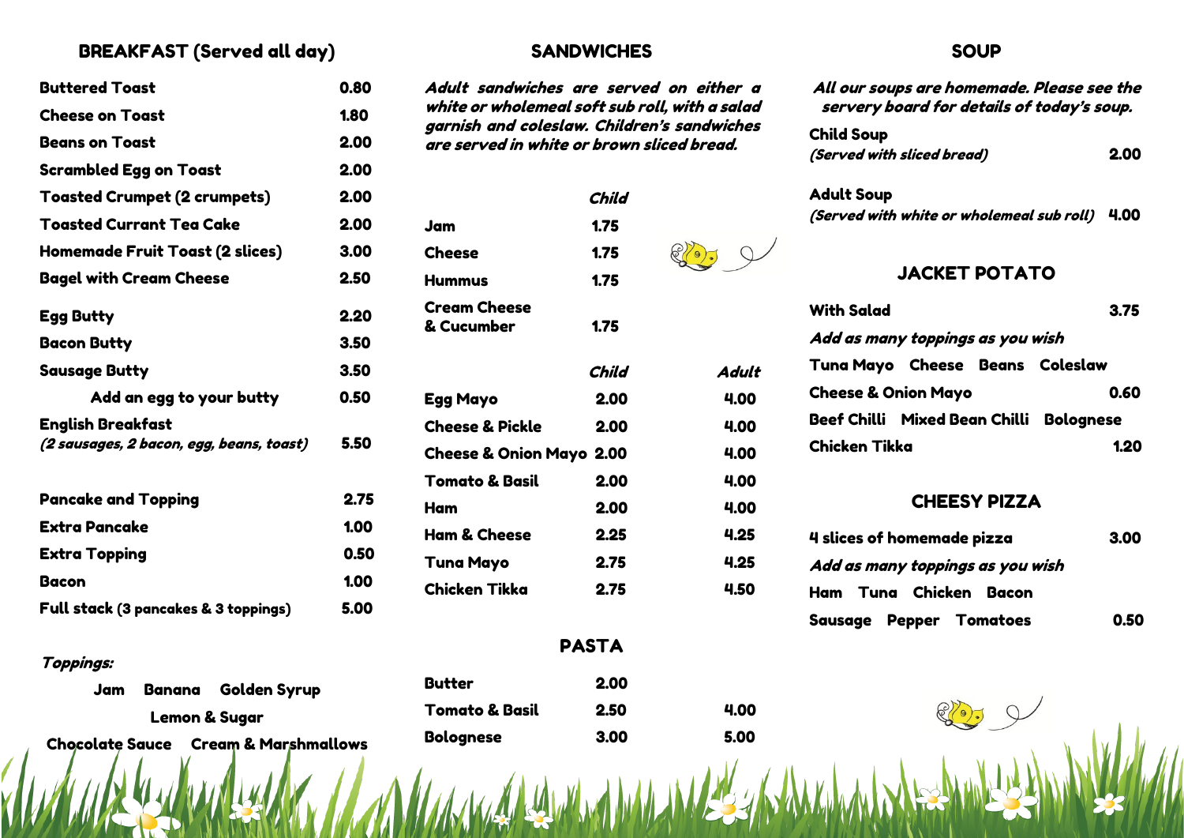## BREAKFAST (Served all day)

| Item | Price |
|---|---|
| Buttered Toast | 0.80 |
| Cheese on Toast | 1.80 |
| Beans on Toast | 2.00 |
| Scrambled Egg on Toast | 2.00 |
| Toasted Crumpet (2 crumpets) | 2.00 |
| Toasted Currant Tea Cake | 2.00 |
| Homemade Fruit Toast (2 slices) | 3.00 |
| Bagel with Cream Cheese | 2.50 |
| Egg Butty | 2.20 |
| Bacon Butty | 3.50 |
| Sausage Butty | 3.50 |
| Add an egg to your butty | 0.50 |
| English Breakfast *(2 sausages, 2 bacon, egg, beans, toast)* | 5.50 |

| Item | Price |
|---|---|
| Pancake and Topping | 2.75 |
| Extra Pancake | 1.00 |
| Extra Topping | 0.50 |
| Bacon | 1.00 |
| Full stack (3 pancakes & 3 toppings) | 5.00 |

***Toppings:***

Jam Banana Golden Syrup

Lemon & Sugar

Chocolate Sauce Cream & Marshmallows

## SANDWICHES

***Adult sandwiches are served on either a white or wholemeal soft sub roll, with a salad garnish and coleslaw. Children's sandwiches are served in white or brown sliced bread.***

| | *Child* |
|---|---|
| Jam | 1.75 |
| Cheese | 1.75 |
| Hummus | 1.75 |
| Cream Cheese & Cucumber | 1.75 |

| | *Child* | *Adult* |
|---|---|---|
| Egg Mayo | 2.00 | 4.00 |
| Cheese & Pickle | 2.00 | 4.00 |
| Cheese & Onion Mayo | 2.00 | 4.00 |
| Tomato & Basil | 2.00 | 4.00 |
| Ham | 2.00 | 4.00 |
| Ham & Cheese | 2.25 | 4.25 |
| Tuna Mayo | 2.75 | 4.25 |
| Chicken Tikka | 2.75 | 4.50 |

## PASTA

| | | |
|---|---|---|
| Butter | 2.00 | |
| Tomato & Basil | 2.50 | 4.00 |
| Bolognese | 3.00 | 5.00 |

## SOUP

***All our soups are homemade. Please see the servery board for details of today's soup.***

| Item | Price |
|---|---|
| Child Soup *(Served with sliced bread)* | 2.00 |
| Adult Soup *(Served with white or wholemeal sub roll)* | 4.00 |

## JACKET POTATO

| Item | Price |
|---|---|
| With Salad | 3.75 |

*Add as many toppings as you wish*

| Toppings | Price |
|---|---|
| Tuna Mayo Cheese Beans Coleslaw Cheese & Onion Mayo | 0.60 |
| Beef Chilli Mixed Bean Chilli Bolognese Chicken Tikka | 1.20 |

## CHEESY PIZZA

| Item | Price |
|---|---|
| 4 slices of homemade pizza | 3.00 |

*Add as many toppings as you wish*

| Toppings | Price |
|---|---|
| Ham Tuna Chicken Bacon Sausage Pepper Tomatoes | 0.50 |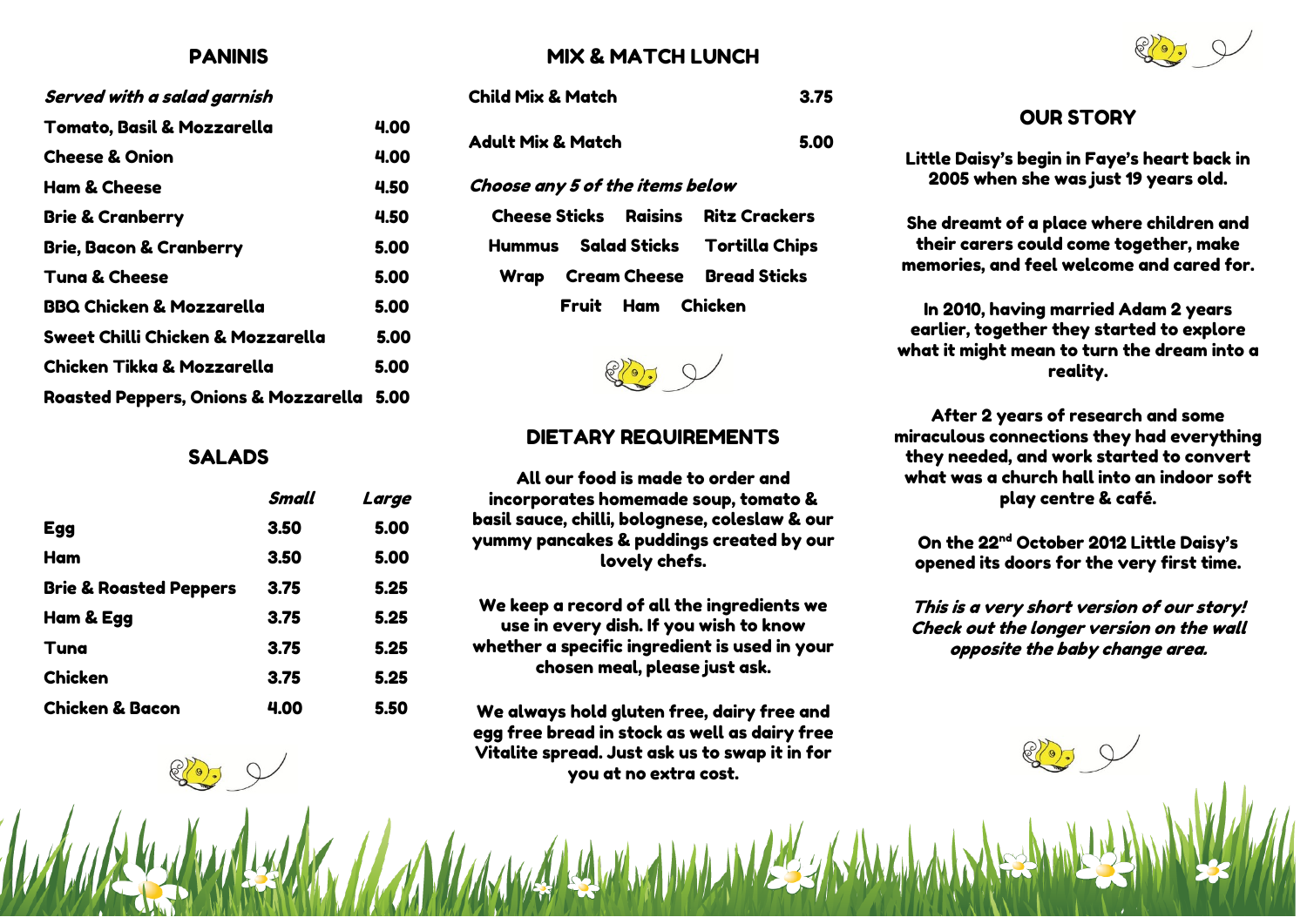## PANINIS

*Served with a salad garnish*

| | |
|---|---|
| Tomato, Basil & Mozzarella | 4.00 |
| Cheese & Onion | 4.00 |
| Ham & Cheese | 4.50 |
| Brie & Cranberry | 4.50 |
| Brie, Bacon & Cranberry | 5.00 |
| Tuna & Cheese | 5.00 |
| BBQ Chicken & Mozzarella | 5.00 |
| Sweet Chilli Chicken & Mozzarella | 5.00 |
| Chicken Tikka & Mozzarella | 5.00 |
| Roasted Peppers, Onions & Mozzarella | 5.00 |

## SALADS

| | *Small* | *Large* |
|---|---|---|
| Egg | 3.50 | 5.00 |
| Ham | 3.50 | 5.00 |
| Brie & Roasted Peppers | 3.75 | 5.25 |
| Ham & Egg | 3.75 | 5.25 |
| Tuna | 3.75 | 5.25 |
| Chicken | 3.75 | 5.25 |
| Chicken & Bacon | 4.00 | 5.50 |

## MIX & MATCH LUNCH

| | |
|---|---|
| Child Mix & Match | 3.75 |
| Adult Mix & Match | 5.00 |

*Choose any 5 of the items below*

Cheese Sticks Raisins Ritz Crackers

Hummus Salad Sticks Tortilla Chips

Wrap Cream Cheese Bread Sticks

Fruit Ham Chicken

## DIETARY REQUIREMENTS

All our food is made to order and incorporates homemade soup, tomato & basil sauce, chilli, bolognese, coleslaw & our yummy pancakes & puddings created by our lovely chefs.

We keep a record of all the ingredients we use in every dish. If you wish to know whether a specific ingredient is used in your chosen meal, please just ask.

We always hold gluten free, dairy free and egg free bread in stock as well as dairy free Vitalite spread. Just ask us to swap it in for you at no extra cost.

## OUR STORY

Little Daisy's begin in Faye's heart back in 2005 when she was just 19 years old.

She dreamt of a place where children and their carers could come together, make memories, and feel welcome and cared for.

In 2010, having married Adam 2 years earlier, together they started to explore what it might mean to turn the dream into a reality.

After 2 years of research and some miraculous connections they had everything they needed, and work started to convert what was a church hall into an indoor soft play centre & café.

On the 22nd October 2012 Little Daisy's opened its doors for the very first time.

*This is a very short version of our story! Check out the longer version on the wall opposite the baby change area.*